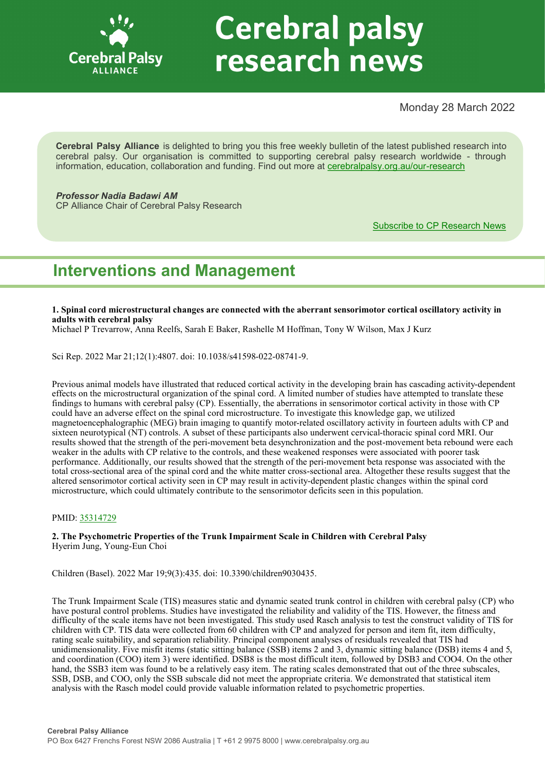# Cerebral palsy research news

Monday 28 March 2022

**Cerebral Palsy Alliance** is delighted to bring you this free weekly bulletin of the latest published research into cerebral palsy. Our organisation is committed to supporting cerebral palsy research worldwide - through information, education, collaboration and funding. Find out more at [cerebralpalsy.org.au/our-research](cerebralpalsy.org.au/our-research)

***Professor Nadia Badawi AM***
CP Alliance Chair of Cerebral Palsy Research

[Subscribe to CP Research News]()

## Interventions and Management

**1. Spinal cord microstructural changes are connected with the aberrant sensorimotor cortical oscillatory activity in adults with cerebral palsy**
Michael P Trevarrow, Anna Reelfs, Sarah E Baker, Rashelle M Hoffman, Tony W Wilson, Max J Kurz

Sci Rep. 2022 Mar 21;12(1):4807. doi: 10.1038/s41598-022-08741-9.

Previous animal models have illustrated that reduced cortical activity in the developing brain has cascading activity-dependent effects on the microstructural organization of the spinal cord. A limited number of studies have attempted to translate these findings to humans with cerebral palsy (CP). Essentially, the aberrations in sensorimotor cortical activity in those with CP could have an adverse effect on the spinal cord microstructure. To investigate this knowledge gap, we utilized magnetoencephalographic (MEG) brain imaging to quantify motor-related oscillatory activity in fourteen adults with CP and sixteen neurotypical (NT) controls. A subset of these participants also underwent cervical-thoracic spinal cord MRI. Our results showed that the strength of the peri-movement beta desynchronization and the post-movement beta rebound were each weaker in the adults with CP relative to the controls, and these weakened responses were associated with poorer task performance. Additionally, our results showed that the strength of the peri-movement beta response was associated with the total cross-sectional area of the spinal cord and the white matter cross-sectional area. Altogether these results suggest that the altered sensorimotor cortical activity seen in CP may result in activity-dependent plastic changes within the spinal cord microstructure, which could ultimately contribute to the sensorimotor deficits seen in this population.

PMID: [35314729]()

**2. The Psychometric Properties of the Trunk Impairment Scale in Children with Cerebral Palsy**
Hyerim Jung, Young-Eun Choi

Children (Basel). 2022 Mar 19;9(3):435. doi: 10.3390/children9030435.

The Trunk Impairment Scale (TIS) measures static and dynamic seated trunk control in children with cerebral palsy (CP) who have postural control problems. Studies have investigated the reliability and validity of the TIS. However, the fitness and difficulty of the scale items have not been investigated. This study used Rasch analysis to test the construct validity of TIS for children with CP. TIS data were collected from 60 children with CP and analyzed for person and item fit, item difficulty, rating scale suitability, and separation reliability. Principal component analyses of residuals revealed that TIS had unidimensionality. Five misfit items (static sitting balance (SSB) items 2 and 3, dynamic sitting balance (DSB) items 4 and 5, and coordination (COO) item 3) were identified. DSB8 is the most difficult item, followed by DSB3 and COO4. On the other hand, the SSB3 item was found to be a relatively easy item. The rating scales demonstrated that out of the three subscales, SSB, DSB, and COO, only the SSB subscale did not meet the appropriate criteria. We demonstrated that statistical item analysis with the Rasch model could provide valuable information related to psychometric properties.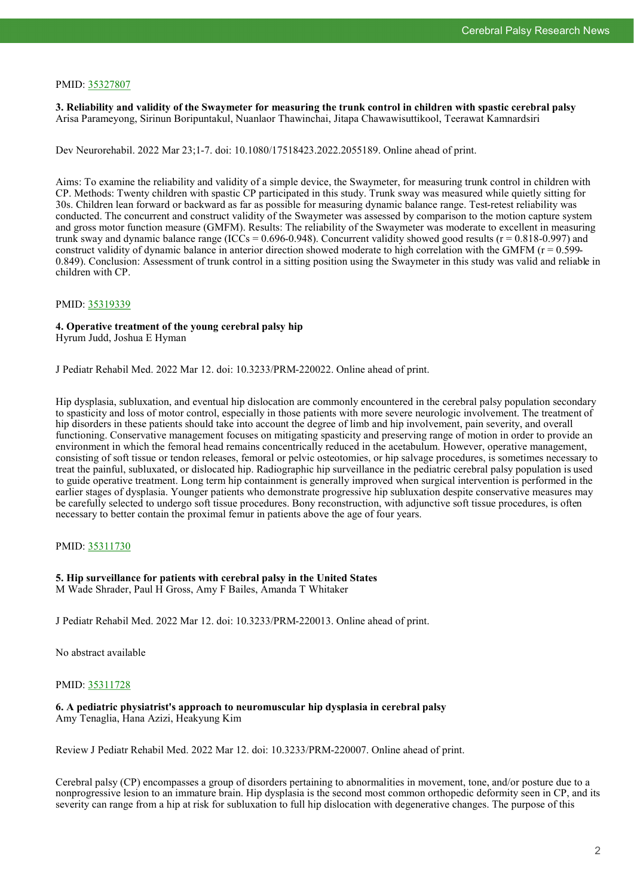PMID: [35327807](#)

**3. Reliability and validity of the Swaymeter for measuring the trunk control in children with spastic cerebral palsy**
Arisa Parameyong, Sirinun Boripuntakul, Nuanlaor Thawinchai, Jitapa Chawawisuttikool, Teerawat Kamnardsiri

Dev Neurorehabil. 2022 Mar 23;1-7. doi: 10.1080/17518423.2022.2055189. Online ahead of print.

Aims: To examine the reliability and validity of a simple device, the Swaymeter, for measuring trunk control in children with CP. Methods: Twenty children with spastic CP participated in this study. Trunk sway was measured while quietly sitting for 30s. Children lean forward or backward as far as possible for measuring dynamic balance range. Test-retest reliability was conducted. The concurrent and construct validity of the Swaymeter was assessed by comparison to the motion capture system and gross motor function measure (GMFM). Results: The reliability of the Swaymeter was moderate to excellent in measuring trunk sway and dynamic balance range (ICCs = 0.696-0.948). Concurrent validity showed good results (r = 0.818-0.997) and construct validity of dynamic balance in anterior direction showed moderate to high correlation with the GMFM (r = 0.599-0.849). Conclusion: Assessment of trunk control in a sitting position using the Swaymeter in this study was valid and reliable in children with CP.

PMID: [35319339](#)

**4. Operative treatment of the young cerebral palsy hip**
Hyrum Judd, Joshua E Hyman

J Pediatr Rehabil Med. 2022 Mar 12. doi: 10.3233/PRM-220022. Online ahead of print.

Hip dysplasia, subluxation, and eventual hip dislocation are commonly encountered in the cerebral palsy population secondary to spasticity and loss of motor control, especially in those patients with more severe neurologic involvement. The treatment of hip disorders in these patients should take into account the degree of limb and hip involvement, pain severity, and overall functioning. Conservative management focuses on mitigating spasticity and preserving range of motion in order to provide an environment in which the femoral head remains concentrically reduced in the acetabulum. However, operative management, consisting of soft tissue or tendon releases, femoral or pelvic osteotomies, or hip salvage procedures, is sometimes necessary to treat the painful, subluxated, or dislocated hip. Radiographic hip surveillance in the pediatric cerebral palsy population is used to guide operative treatment. Long term hip containment is generally improved when surgical intervention is performed in the earlier stages of dysplasia. Younger patients who demonstrate progressive hip subluxation despite conservative measures may be carefully selected to undergo soft tissue procedures. Bony reconstruction, with adjunctive soft tissue procedures, is often necessary to better contain the proximal femur in patients above the age of four years.

PMID: [35311730](#)

**5. Hip surveillance for patients with cerebral palsy in the United States**
M Wade Shrader, Paul H Gross, Amy F Bailes, Amanda T Whitaker

J Pediatr Rehabil Med. 2022 Mar 12. doi: 10.3233/PRM-220013. Online ahead of print.

No abstract available

PMID: [35311728](#)

**6. A pediatric physiatrist's approach to neuromuscular hip dysplasia in cerebral palsy**
Amy Tenaglia, Hana Azizi, Heakyung Kim

Review J Pediatr Rehabil Med. 2022 Mar 12. doi: 10.3233/PRM-220007. Online ahead of print.

Cerebral palsy (CP) encompasses a group of disorders pertaining to abnormalities in movement, tone, and/or posture due to a nonprogressive lesion to an immature brain. Hip dysplasia is the second most common orthopedic deformity seen in CP, and its severity can range from a hip at risk for subluxation to full hip dislocation with degenerative changes. The purpose of this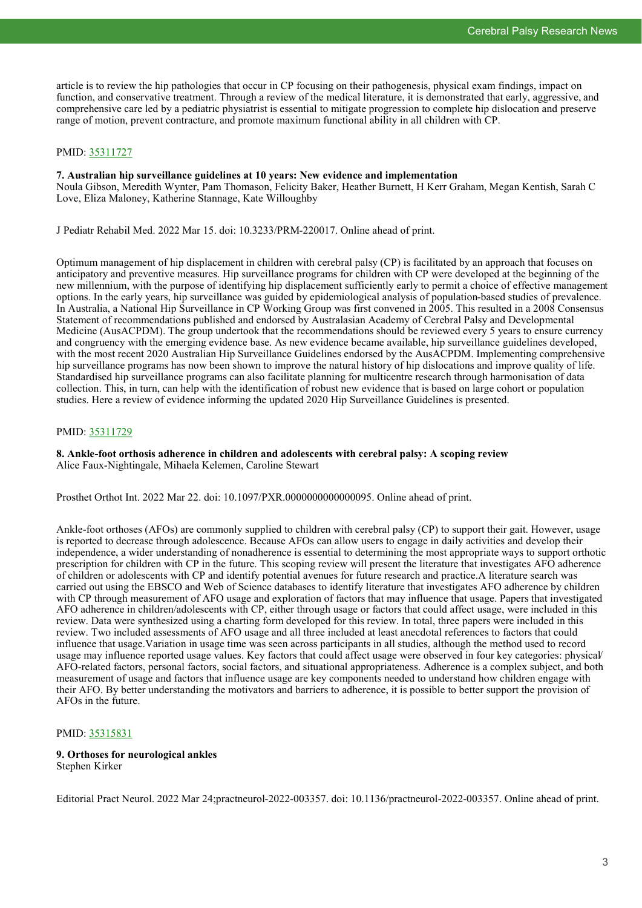article is to review the hip pathologies that occur in CP focusing on their pathogenesis, physical exam findings, impact on function, and conservative treatment. Through a review of the medical literature, it is demonstrated that early, aggressive, and comprehensive care led by a pediatric physiatrist is essential to mitigate progression to complete hip dislocation and preserve range of motion, prevent contracture, and promote maximum functional ability in all children with CP.

PMID: 35311727

**7. Australian hip surveillance guidelines at 10 years: New evidence and implementation**
Noula Gibson, Meredith Wynter, Pam Thomason, Felicity Baker, Heather Burnett, H Kerr Graham, Megan Kentish, Sarah C Love, Eliza Maloney, Katherine Stannage, Kate Willoughby

J Pediatr Rehabil Med. 2022 Mar 15. doi: 10.3233/PRM-220017. Online ahead of print.

Optimum management of hip displacement in children with cerebral palsy (CP) is facilitated by an approach that focuses on anticipatory and preventive measures. Hip surveillance programs for children with CP were developed at the beginning of the new millennium, with the purpose of identifying hip displacement sufficiently early to permit a choice of effective management options. In the early years, hip surveillance was guided by epidemiological analysis of population-based studies of prevalence. In Australia, a National Hip Surveillance in CP Working Group was first convened in 2005. This resulted in a 2008 Consensus Statement of recommendations published and endorsed by Australasian Academy of Cerebral Palsy and Developmental Medicine (AusACPDM). The group undertook that the recommendations should be reviewed every 5 years to ensure currency and congruency with the emerging evidence base. As new evidence became available, hip surveillance guidelines developed, with the most recent 2020 Australian Hip Surveillance Guidelines endorsed by the AusACPDM. Implementing comprehensive hip surveillance programs has now been shown to improve the natural history of hip dislocations and improve quality of life. Standardised hip surveillance programs can also facilitate planning for multicentre research through harmonisation of data collection. This, in turn, can help with the identification of robust new evidence that is based on large cohort or population studies. Here a review of evidence informing the updated 2020 Hip Surveillance Guidelines is presented.

PMID: 35311729

**8. Ankle-foot orthosis adherence in children and adolescents with cerebral palsy: A scoping review**
Alice Faux-Nightingale, Mihaela Kelemen, Caroline Stewart

Prosthet Orthot Int. 2022 Mar 22. doi: 10.1097/PXR.0000000000000095. Online ahead of print.

Ankle-foot orthoses (AFOs) are commonly supplied to children with cerebral palsy (CP) to support their gait. However, usage is reported to decrease through adolescence. Because AFOs can allow users to engage in daily activities and develop their independence, a wider understanding of nonadherence is essential to determining the most appropriate ways to support orthotic prescription for children with CP in the future. This scoping review will present the literature that investigates AFO adherence of children or adolescents with CP and identify potential avenues for future research and practice.A literature search was carried out using the EBSCO and Web of Science databases to identify literature that investigates AFO adherence by children with CP through measurement of AFO usage and exploration of factors that may influence that usage. Papers that investigated AFO adherence in children/adolescents with CP, either through usage or factors that could affect usage, were included in this review. Data were synthesized using a charting form developed for this review. In total, three papers were included in this review. Two included assessments of AFO usage and all three included at least anecdotal references to factors that could influence that usage.Variation in usage time was seen across participants in all studies, although the method used to record usage may influence reported usage values. Key factors that could affect usage were observed in four key categories: physical/AFO-related factors, personal factors, social factors, and situational appropriateness. Adherence is a complex subject, and both measurement of usage and factors that influence usage are key components needed to understand how children engage with their AFO. By better understanding the motivators and barriers to adherence, it is possible to better support the provision of AFOs in the future.

PMID: 35315831

**9. Orthoses for neurological ankles**
Stephen Kirker

Editorial Pract Neurol. 2022 Mar 24;practneurol-2022-003357. doi: 10.1136/practneurol-2022-003357. Online ahead of print.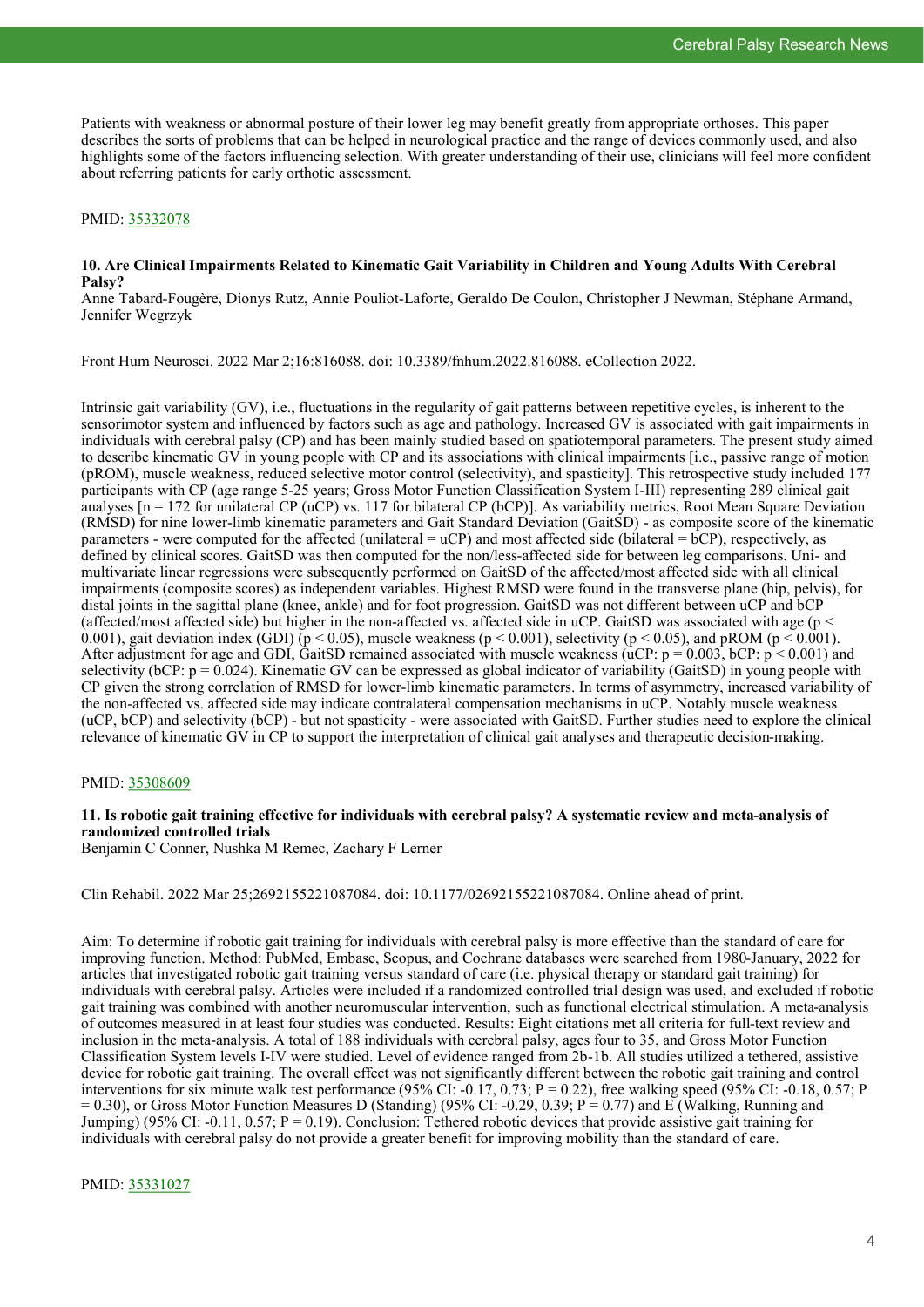Patients with weakness or abnormal posture of their lower leg may benefit greatly from appropriate orthoses. This paper describes the sorts of problems that can be helped in neurological practice and the range of devices commonly used, and also highlights some of the factors influencing selection. With greater understanding of their use, clinicians will feel more confident about referring patients for early orthotic assessment.

PMID: 35332078

### 10. Are Clinical Impairments Related to Kinematic Gait Variability in Children and Young Adults With Cerebral Palsy?

Anne Tabard-Fougère, Dionys Rutz, Annie Pouliot-Laforte, Geraldo De Coulon, Christopher J Newman, Stéphane Armand, Jennifer Wegrzyk

Front Hum Neurosci. 2022 Mar 2;16:816088. doi: 10.3389/fnhum.2022.816088. eCollection 2022.

Intrinsic gait variability (GV), i.e., fluctuations in the regularity of gait patterns between repetitive cycles, is inherent to the sensorimotor system and influenced by factors such as age and pathology. Increased GV is associated with gait impairments in individuals with cerebral palsy (CP) and has been mainly studied based on spatiotemporal parameters. The present study aimed to describe kinematic GV in young people with CP and its associations with clinical impairments [i.e., passive range of motion (pROM), muscle weakness, reduced selective motor control (selectivity), and spasticity]. This retrospective study included 177 participants with CP (age range 5-25 years; Gross Motor Function Classification System I-III) representing 289 clinical gait analyses [n = 172 for unilateral CP (uCP) vs. 117 for bilateral CP (bCP)]. As variability metrics, Root Mean Square Deviation (RMSD) for nine lower-limb kinematic parameters and Gait Standard Deviation (GaitSD) - as composite score of the kinematic parameters - were computed for the affected (unilateral = uCP) and most affected side (bilateral = bCP), respectively, as defined by clinical scores. GaitSD was then computed for the non/less-affected side for between leg comparisons. Uni- and multivariate linear regressions were subsequently performed on GaitSD of the affected/most affected side with all clinical impairments (composite scores) as independent variables. Highest RMSD were found in the transverse plane (hip, pelvis), for distal joints in the sagittal plane (knee, ankle) and for foot progression. GaitSD was not different between uCP and bCP (affected/most affected side) but higher in the non-affected vs. affected side in uCP. GaitSD was associated with age ($p < 0.001$), gait deviation index (GDI) ($p < 0.05$), muscle weakness ($p < 0.001$), selectivity ($p < 0.05$), and pROM ($p < 0.001$). After adjustment for age and GDI, GaitSD remained associated with muscle weakness (uCP: $p = 0.003$, bCP: $p < 0.001$) and selectivity (bCP: $p = 0.024$). Kinematic GV can be expressed as global indicator of variability (GaitSD) in young people with CP given the strong correlation of RMSD for lower-limb kinematic parameters. In terms of asymmetry, increased variability of the non-affected vs. affected side may indicate contralateral compensation mechanisms in uCP. Notably muscle weakness (uCP, bCP) and selectivity (bCP) - but not spasticity - were associated with GaitSD. Further studies need to explore the clinical relevance of kinematic GV in CP to support the interpretation of clinical gait analyses and therapeutic decision-making.

PMID: 35308609

### 11. Is robotic gait training effective for individuals with cerebral palsy? A systematic review and meta-analysis of randomized controlled trials

Benjamin C Conner, Nushka M Remec, Zachary F Lerner

Clin Rehabil. 2022 Mar 25;2692155221087084. doi: 10.1177/02692155221087084. Online ahead of print.

Aim: To determine if robotic gait training for individuals with cerebral palsy is more effective than the standard of care for improving function. Method: PubMed, Embase, Scopus, and Cochrane databases were searched from 1980-January, 2022 for articles that investigated robotic gait training versus standard of care (i.e. physical therapy or standard gait training) for individuals with cerebral palsy. Articles were included if a randomized controlled trial design was used, and excluded if robotic gait training was combined with another neuromuscular intervention, such as functional electrical stimulation. A meta-analysis of outcomes measured in at least four studies was conducted. Results: Eight citations met all criteria for full-text review and inclusion in the meta-analysis. A total of 188 individuals with cerebral palsy, ages four to 35, and Gross Motor Function Classification System levels I-IV were studied. Level of evidence ranged from 2b-1b. All studies utilized a tethered, assistive device for robotic gait training. The overall effect was not significantly different between the robotic gait training and control interventions for six minute walk test performance (95% CI: -0.17, 0.73; P = 0.22), free walking speed (95% CI: -0.18, 0.57; P = 0.30), or Gross Motor Function Measures D (Standing) (95% CI: -0.29, 0.39; P = 0.77) and E (Walking, Running and Jumping) (95% CI: -0.11, 0.57; P = 0.19). Conclusion: Tethered robotic devices that provide assistive gait training for individuals with cerebral palsy do not provide a greater benefit for improving mobility than the standard of care.

PMID: 35331027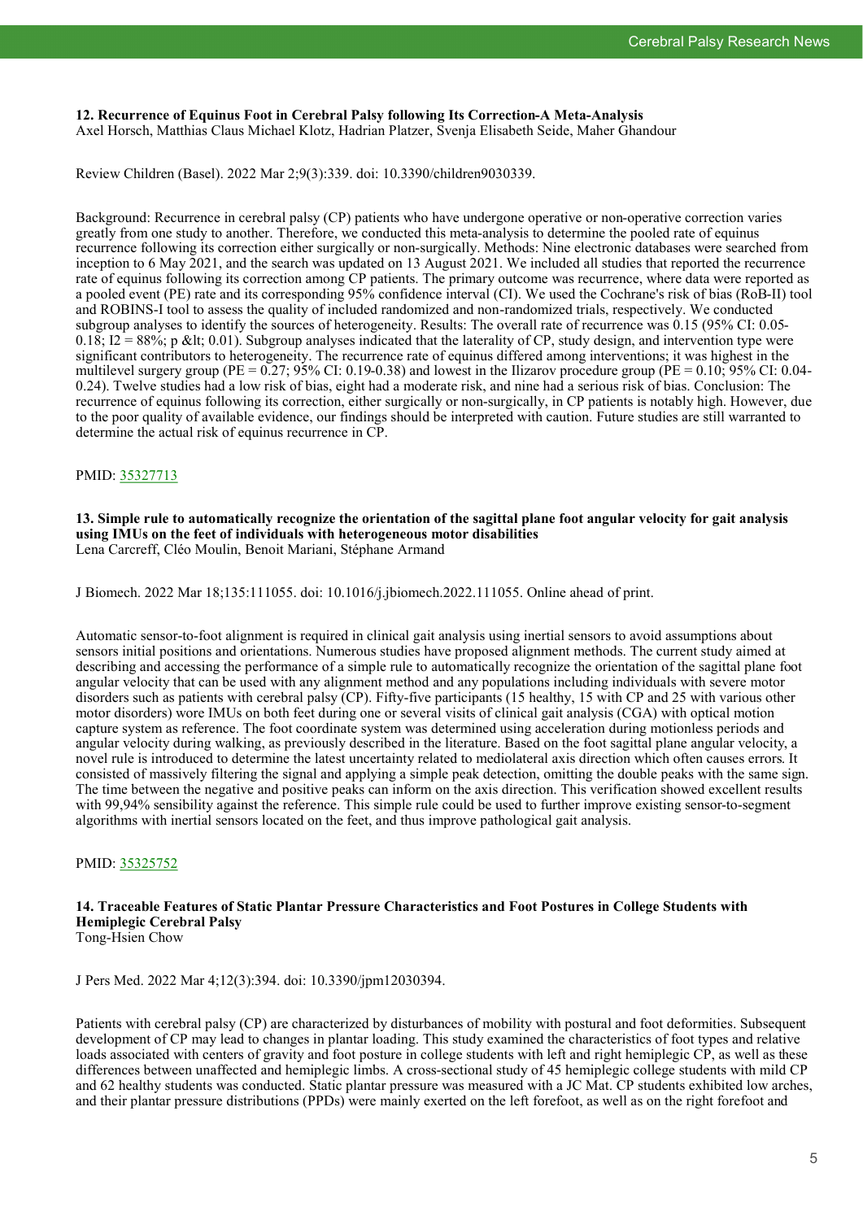### 12. Recurrence of Equinus Foot in Cerebral Palsy following Its Correction-A Meta-Analysis

Axel Horsch, Matthias Claus Michael Klotz, Hadrian Platzer, Svenja Elisabeth Seide, Maher Ghandour

Review Children (Basel). 2022 Mar 2;9(3):339. doi: 10.3390/children9030339.

Background: Recurrence in cerebral palsy (CP) patients who have undergone operative or non-operative correction varies greatly from one study to another. Therefore, we conducted this meta-analysis to determine the pooled rate of equinus recurrence following its correction either surgically or non-surgically. Methods: Nine electronic databases were searched from inception to 6 May 2021, and the search was updated on 13 August 2021. We included all studies that reported the recurrence rate of equinus following its correction among CP patients. The primary outcome was recurrence, where data were reported as a pooled event (PE) rate and its corresponding 95% confidence interval (CI). We used the Cochrane's risk of bias (RoB-II) tool and ROBINS-I tool to assess the quality of included randomized and non-randomized trials, respectively. We conducted subgroup analyses to identify the sources of heterogeneity. Results: The overall rate of recurrence was 0.15 (95% CI: 0.05-0.18; I2 = 88%; p &lt; 0.01). Subgroup analyses indicated that the laterality of CP, study design, and intervention type were significant contributors to heterogeneity. The recurrence rate of equinus differed among interventions; it was highest in the multilevel surgery group (PE = 0.27; 95% CI: 0.19-0.38) and lowest in the Ilizarov procedure group (PE = 0.10; 95% CI: 0.04-0.24). Twelve studies had a low risk of bias, eight had a moderate risk, and nine had a serious risk of bias. Conclusion: The recurrence of equinus following its correction, either surgically or non-surgically, in CP patients is notably high. However, due to the poor quality of available evidence, our findings should be interpreted with caution. Future studies are still warranted to determine the actual risk of equinus recurrence in CP.

PMID: 35327713

### 13. Simple rule to automatically recognize the orientation of the sagittal plane foot angular velocity for gait analysis using IMUs on the feet of individuals with heterogeneous motor disabilities

Lena Carcreff, Cléo Moulin, Benoit Mariani, Stéphane Armand

J Biomech. 2022 Mar 18;135:111055. doi: 10.1016/j.jbiomech.2022.111055. Online ahead of print.

Automatic sensor-to-foot alignment is required in clinical gait analysis using inertial sensors to avoid assumptions about sensors initial positions and orientations. Numerous studies have proposed alignment methods. The current study aimed at describing and accessing the performance of a simple rule to automatically recognize the orientation of the sagittal plane foot angular velocity that can be used with any alignment method and any populations including individuals with severe motor disorders such as patients with cerebral palsy (CP). Fifty-five participants (15 healthy, 15 with CP and 25 with various other motor disorders) wore IMUs on both feet during one or several visits of clinical gait analysis (CGA) with optical motion capture system as reference. The foot coordinate system was determined using acceleration during motionless periods and angular velocity during walking, as previously described in the literature. Based on the foot sagittal plane angular velocity, a novel rule is introduced to determine the latest uncertainty related to mediolateral axis direction which often causes errors. It consisted of massively filtering the signal and applying a simple peak detection, omitting the double peaks with the same sign. The time between the negative and positive peaks can inform on the axis direction. This verification showed excellent results with 99,94% sensibility against the reference. This simple rule could be used to further improve existing sensor-to-segment algorithms with inertial sensors located on the feet, and thus improve pathological gait analysis.

PMID: 35325752

### 14. Traceable Features of Static Plantar Pressure Characteristics and Foot Postures in College Students with Hemiplegic Cerebral Palsy

Tong-Hsien Chow

J Pers Med. 2022 Mar 4;12(3):394. doi: 10.3390/jpm12030394.

Patients with cerebral palsy (CP) are characterized by disturbances of mobility with postural and foot deformities. Subsequent development of CP may lead to changes in plantar loading. This study examined the characteristics of foot types and relative loads associated with centers of gravity and foot posture in college students with left and right hemiplegic CP, as well as these differences between unaffected and hemiplegic limbs. A cross-sectional study of 45 hemiplegic college students with mild CP and 62 healthy students was conducted. Static plantar pressure was measured with a JC Mat. CP students exhibited low arches, and their plantar pressure distributions (PPDs) were mainly exerted on the left forefoot, as well as on the right forefoot and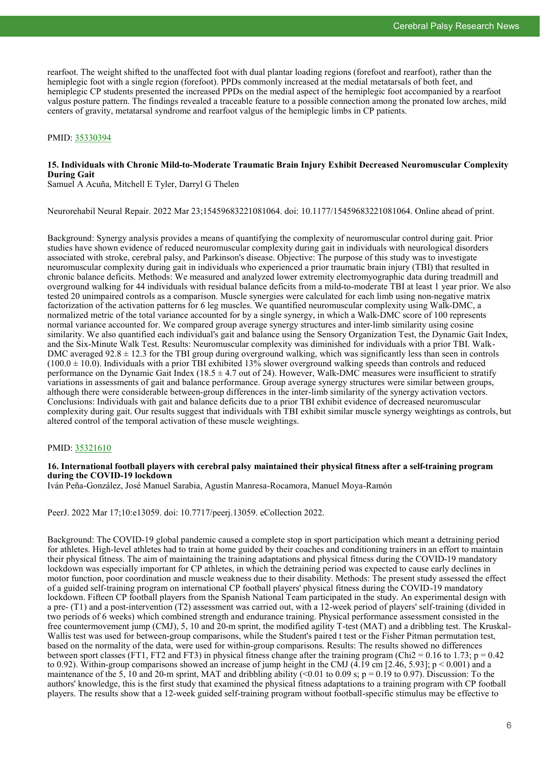rearfoot. The weight shifted to the unaffected foot with dual plantar loading regions (forefoot and rearfoot), rather than the hemiplegic foot with a single region (forefoot). PPDs commonly increased at the medial metatarsals of both feet, and hemiplegic CP students presented the increased PPDs on the medial aspect of the hemiplegic foot accompanied by a rearfoot valgus posture pattern. The findings revealed a traceable feature to a possible connection among the pronated low arches, mild centers of gravity, metatarsal syndrome and rearfoot valgus of the hemiplegic limbs in CP patients.

PMID: [35330394](https://pubmed.ncbi.nlm.nih.gov/35330394)

### 15. Individuals with Chronic Mild-to-Moderate Traumatic Brain Injury Exhibit Decreased Neuromuscular Complexity During Gait

Samuel A Acuña, Mitchell E Tyler, Darryl G Thelen

Neurorehabil Neural Repair. 2022 Mar 23;15459683221081064. doi: 10.1177/15459683221081064. Online ahead of print.

Background: Synergy analysis provides a means of quantifying the complexity of neuromuscular control during gait. Prior studies have shown evidence of reduced neuromuscular complexity during gait in individuals with neurological disorders associated with stroke, cerebral palsy, and Parkinson's disease. Objective: The purpose of this study was to investigate neuromuscular complexity during gait in individuals who experienced a prior traumatic brain injury (TBI) that resulted in chronic balance deficits. Methods: We measured and analyzed lower extremity electromyographic data during treadmill and overground walking for 44 individuals with residual balance deficits from a mild-to-moderate TBI at least 1 year prior. We also tested 20 unimpaired controls as a comparison. Muscle synergies were calculated for each limb using non-negative matrix factorization of the activation patterns for 6 leg muscles. We quantified neuromuscular complexity using Walk-DMC, a normalized metric of the total variance accounted for by a single synergy, in which a Walk-DMC score of 100 represents normal variance accounted for. We compared group average synergy structures and inter-limb similarity using cosine similarity. We also quantified each individual's gait and balance using the Sensory Organization Test, the Dynamic Gait Index, and the Six-Minute Walk Test. Results: Neuromuscular complexity was diminished for individuals with a prior TBI. Walk-DMC averaged $92.8 \pm 12.3$ for the TBI group during overground walking, which was significantly less than seen in controls ($100.0 \pm 10.0$). Individuals with a prior TBI exhibited 13% slower overground walking speeds than controls and reduced performance on the Dynamic Gait Index ($18.5 \pm 4.7$ out of 24). However, Walk-DMC measures were insufficient to stratify variations in assessments of gait and balance performance. Group average synergy structures were similar between groups, although there were considerable between-group differences in the inter-limb similarity of the synergy activation vectors. Conclusions: Individuals with gait and balance deficits due to a prior TBI exhibit evidence of decreased neuromuscular complexity during gait. Our results suggest that individuals with TBI exhibit similar muscle synergy weightings as controls, but altered control of the temporal activation of these muscle weightings.

PMID: [35321610](https://pubmed.ncbi.nlm.nih.gov/35321610)

### 16. International football players with cerebral palsy maintained their physical fitness after a self-training program during the COVID-19 lockdown

Iván Peña-González, José Manuel Sarabia, Agustín Manresa-Rocamora, Manuel Moya-Ramón

PeerJ. 2022 Mar 17;10:e13059. doi: 10.7717/peerj.13059. eCollection 2022.

Background: The COVID-19 global pandemic caused a complete stop in sport participation which meant a detraining period for athletes. High-level athletes had to train at home guided by their coaches and conditioning trainers in an effort to maintain their physical fitness. The aim of maintaining the training adaptations and physical fitness during the COVID-19 mandatory lockdown was especially important for CP athletes, in which the detraining period was expected to cause early declines in motor function, poor coordination and muscle weakness due to their disability. Methods: The present study assessed the effect of a guided self-training program on international CP football players' physical fitness during the COVID-19 mandatory lockdown. Fifteen CP football players from the Spanish National Team participated in the study. An experimental design with a pre- (T1) and a post-intervention (T2) assessment was carried out, with a 12-week period of players' self-training (divided in two periods of 6 weeks) which combined strength and endurance training. Physical performance assessment consisted in the free countermovement jump (CMJ), 5, 10 and 20-m sprint, the modified agility T-test (MAT) and a dribbling test. The Kruskal-Wallis test was used for between-group comparisons, while the Student's paired t test or the Fisher Pitman permutation test, based on the normality of the data, were used for within-group comparisons. Results: The results showed no differences between sport classes (FT1, FT2 and FT3) in physical fitness change after the training program ($Chi2 = 0.16$ to $1.73$; $p = 0.42$ to $0.92$). Within-group comparisons showed an increase of jump height in the CMJ (4.19 cm [2.46, 5.93]; $p < 0.001$) and a maintenance of the 5, 10 and 20-m sprint, MAT and dribbling ability ($<0.01$ to $0.09$ s; $p = 0.19$ to $0.97$). Discussion: To the authors' knowledge, this is the first study that examined the physical fitness adaptations to a training program with CP football players. The results show that a 12-week guided self-training program without football-specific stimulus may be effective to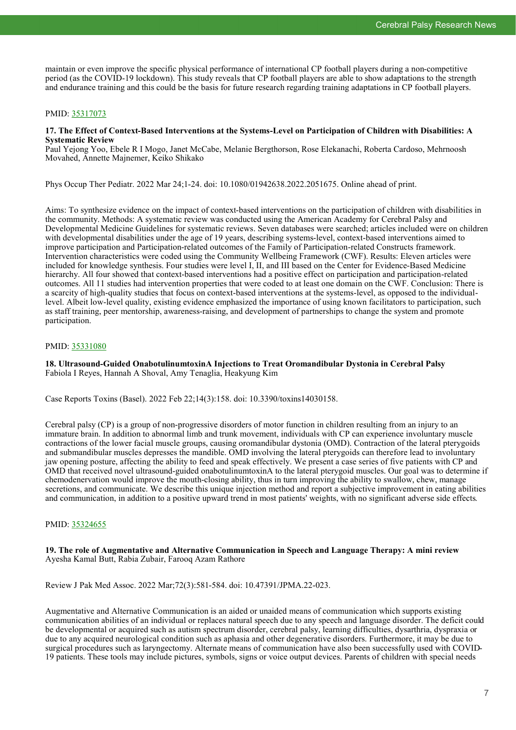maintain or even improve the specific physical performance of international CP football players during a non-competitive period (as the COVID-19 lockdown). This study reveals that CP football players are able to show adaptations to the strength and endurance training and this could be the basis for future research regarding training adaptations in CP football players.

PMID: 35317073

**17. The Effect of Context-Based Interventions at the Systems-Level on Participation of Children with Disabilities: A Systematic Review**
Paul Yejong Yoo, Ebele R I Mogo, Janet McCabe, Melanie Bergthorson, Rose Elekanachi, Roberta Cardoso, Mehrnoosh Movahed, Annette Majnemer, Keiko Shikako

Phys Occup Ther Pediatr. 2022 Mar 24;1-24. doi: 10.1080/01942638.2022.2051675. Online ahead of print.

Aims: To synthesize evidence on the impact of context-based interventions on the participation of children with disabilities in the community. Methods: A systematic review was conducted using the American Academy for Cerebral Palsy and Developmental Medicine Guidelines for systematic reviews. Seven databases were searched; articles included were on children with developmental disabilities under the age of 19 years, describing systems-level, context-based interventions aimed to improve participation and Participation-related outcomes of the Family of Participation-related Constructs framework. Intervention characteristics were coded using the Community Wellbeing Framework (CWF). Results: Eleven articles were included for knowledge synthesis. Four studies were level I, II, and III based on the Center for Evidence-Based Medicine hierarchy. All four showed that context-based interventions had a positive effect on participation and participation-related outcomes. All 11 studies had intervention properties that were coded to at least one domain on the CWF. Conclusion: There is a scarcity of high-quality studies that focus on context-based interventions at the systems-level, as opposed to the individual-level. Albeit low-level quality, existing evidence emphasized the importance of using known facilitators to participation, such as staff training, peer mentorship, awareness-raising, and development of partnerships to change the system and promote participation.

PMID: 35331080

**18. Ultrasound-Guided OnabotulinumtoxinA Injections to Treat Oromandibular Dystonia in Cerebral Palsy**
Fabiola I Reyes, Hannah A Shoval, Amy Tenaglia, Heakyung Kim

Case Reports Toxins (Basel). 2022 Feb 22;14(3):158. doi: 10.3390/toxins14030158.

Cerebral palsy (CP) is a group of non-progressive disorders of motor function in children resulting from an injury to an immature brain. In addition to abnormal limb and trunk movement, individuals with CP can experience involuntary muscle contractions of the lower facial muscle groups, causing oromandibular dystonia (OMD). Contraction of the lateral pterygoids and submandibular muscles depresses the mandible. OMD involving the lateral pterygoids can therefore lead to involuntary jaw opening posture, affecting the ability to feed and speak effectively. We present a case series of five patients with CP and OMD that received novel ultrasound-guided onabotulinumtoxinA to the lateral pterygoid muscles. Our goal was to determine if chemodenervation would improve the mouth-closing ability, thus in turn improving the ability to swallow, chew, manage secretions, and communicate. We describe this unique injection method and report a subjective improvement in eating abilities and communication, in addition to a positive upward trend in most patients' weights, with no significant adverse side effects.

PMID: 35324655

**19. The role of Augmentative and Alternative Communication in Speech and Language Therapy: A mini review**
Ayesha Kamal Butt, Rabia Zubair, Farooq Azam Rathore

Review J Pak Med Assoc. 2022 Mar;72(3):581-584. doi: 10.47391/JPMA.22-023.

Augmentative and Alternative Communication is an aided or unaided means of communication which supports existing communication abilities of an individual or replaces natural speech due to any speech and language disorder. The deficit could be developmental or acquired such as autism spectrum disorder, cerebral palsy, learning difficulties, dysarthria, dyspraxia or due to any acquired neurological condition such as aphasia and other degenerative disorders. Furthermore, it may be due to surgical procedures such as laryngectomy. Alternate means of communication have also been successfully used with COVID-19 patients. These tools may include pictures, symbols, signs or voice output devices. Parents of children with special needs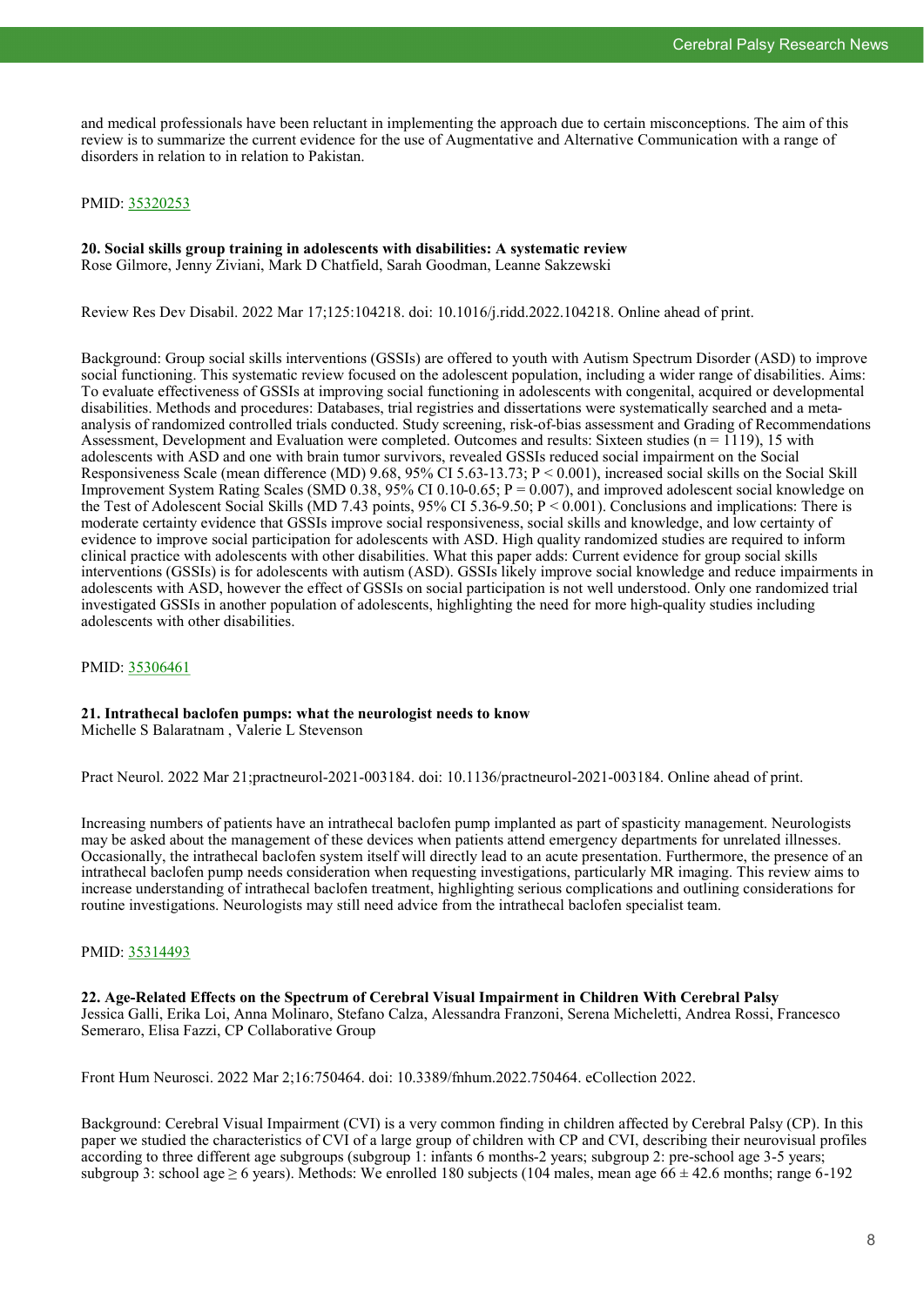and medical professionals have been reluctant in implementing the approach due to certain misconceptions. The aim of this review is to summarize the current evidence for the use of Augmentative and Alternative Communication with a range of disorders in relation to in relation to Pakistan.

PMID: [35320253](https://www.ncbi.nlm.nih.gov/pubmed/35320253)

**20. Social skills group training in adolescents with disabilities: A systematic review**
Rose Gilmore, Jenny Ziviani, Mark D Chatfield, Sarah Goodman, Leanne Sakzewski

Review Res Dev Disabil. 2022 Mar 17;125:104218. doi: 10.1016/j.ridd.2022.104218. Online ahead of print.

Background: Group social skills interventions (GSSIs) are offered to youth with Autism Spectrum Disorder (ASD) to improve social functioning. This systematic review focused on the adolescent population, including a wider range of disabilities. Aims: To evaluate effectiveness of GSSIs at improving social functioning in adolescents with congenital, acquired or developmental disabilities. Methods and procedures: Databases, trial registries and dissertations were systematically searched and a meta-analysis of randomized controlled trials conducted. Study screening, risk-of-bias assessment and Grading of Recommendations Assessment, Development and Evaluation were completed. Outcomes and results: Sixteen studies ($n = 1119$), 15 with adolescents with ASD and one with brain tumor survivors, revealed GSSIs reduced social impairment on the Social Responsiveness Scale (mean difference (MD) 9.68, 95% CI 5.63-13.73; $P < 0.001$), increased social skills on the Social Skill Improvement System Rating Scales (SMD 0.38, 95% CI 0.10-0.65; $P = 0.007$), and improved adolescent social knowledge on the Test of Adolescent Social Skills (MD 7.43 points, 95% CI 5.36-9.50; $P < 0.001$). Conclusions and implications: There is moderate certainty evidence that GSSIs improve social responsiveness, social skills and knowledge, and low certainty of evidence to improve social participation for adolescents with ASD. High quality randomized studies are required to inform clinical practice with adolescents with other disabilities. What this paper adds: Current evidence for group social skills interventions (GSSIs) is for adolescents with autism (ASD). GSSIs likely improve social knowledge and reduce impairments in adolescents with ASD, however the effect of GSSIs on social participation is not well understood. Only one randomized trial investigated GSSIs in another population of adolescents, highlighting the need for more high-quality studies including adolescents with other disabilities.

PMID: [35306461](https://www.ncbi.nlm.nih.gov/pubmed/35306461)

**21. Intrathecal baclofen pumps: what the neurologist needs to know**
Michelle S Balaratnam , Valerie L Stevenson

Pract Neurol. 2022 Mar 21;practneurol-2021-003184. doi: 10.1136/practneurol-2021-003184. Online ahead of print.

Increasing numbers of patients have an intrathecal baclofen pump implanted as part of spasticity management. Neurologists may be asked about the management of these devices when patients attend emergency departments for unrelated illnesses. Occasionally, the intrathecal baclofen system itself will directly lead to an acute presentation. Furthermore, the presence of an intrathecal baclofen pump needs consideration when requesting investigations, particularly MR imaging. This review aims to increase understanding of intrathecal baclofen treatment, highlighting serious complications and outlining considerations for routine investigations. Neurologists may still need advice from the intrathecal baclofen specialist team.

PMID: [35314493](https://www.ncbi.nlm.nih.gov/pubmed/35314493)

**22. Age-Related Effects on the Spectrum of Cerebral Visual Impairment in Children With Cerebral Palsy**
Jessica Galli, Erika Loi, Anna Molinaro, Stefano Calza, Alessandra Franzoni, Serena Micheletti, Andrea Rossi, Francesco Semeraro, Elisa Fazzi, CP Collaborative Group

Front Hum Neurosci. 2022 Mar 2;16:750464. doi: 10.3389/fnhum.2022.750464. eCollection 2022.

Background: Cerebral Visual Impairment (CVI) is a very common finding in children affected by Cerebral Palsy (CP). In this paper we studied the characteristics of CVI of a large group of children with CP and CVI, describing their neurovisual profiles according to three different age subgroups (subgroup 1: infants 6 months-2 years; subgroup 2: pre-school age 3-5 years; subgroup 3: school age $\geq$ 6 years). Methods: We enrolled 180 subjects (104 males, mean age $66 \pm 42.6$ months; range 6-192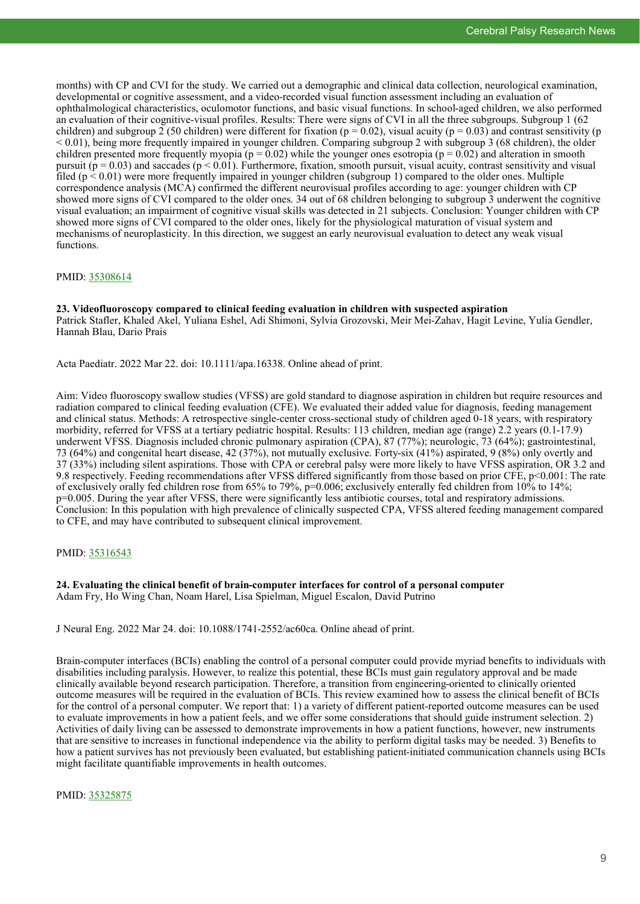months) with CP and CVI for the study. We carried out a demographic and clinical data collection, neurological examination, developmental or cognitive assessment, and a video-recorded visual function assessment including an evaluation of ophthalmological characteristics, oculomotor functions, and basic visual functions. In school-aged children, we also performed an evaluation of their cognitive-visual profiles. Results: There were signs of CVI in all the three subgroups. Subgroup 1 (62 children) and subgroup 2 (50 children) were different for fixation ($p = 0.02$), visual acuity ($p = 0.03$) and contrast sensitivity ($p < 0.01$), being more frequently impaired in younger children. Comparing subgroup 2 with subgroup 3 (68 children), the older children presented more frequently myopia ($p = 0.02$) while the younger ones esotropia ($p = 0.02$) and alteration in smooth pursuit ($p = 0.03$) and saccades ($p < 0.01$). Furthermore, fixation, smooth pursuit, visual acuity, contrast sensitivity and visual filed ($p < 0.01$) were more frequently impaired in younger children (subgroup 1) compared to the older ones. Multiple correspondence analysis (MCA) confirmed the different neurovisual profiles according to age: younger children with CP showed more signs of CVI compared to the older ones. 34 out of 68 children belonging to subgroup 3 underwent the cognitive visual evaluation; an impairment of cognitive visual skills was detected in 21 subjects. Conclusion: Younger children with CP showed more signs of CVI compared to the older ones, likely for the physiological maturation of visual system and mechanisms of neuroplasticity. In this direction, we suggest an early neurovisual evaluation to detect any weak visual functions.

PMID: 35308614

### 23. Videofluoroscopy compared to clinical feeding evaluation in children with suspected aspiration

Patrick Stafler, Khaled Akel, Yuliana Eshel, Adi Shimoni, Sylvia Grozovski, Meir Mei-Zahav, Hagit Levine, Yulia Gendler, Hannah Blau, Dario Prais

Acta Paediatr. 2022 Mar 22. doi: 10.1111/apa.16338. Online ahead of print.

Aim: Video fluoroscopy swallow studies (VFSS) are gold standard to diagnose aspiration in children but require resources and radiation compared to clinical feeding evaluation (CFE). We evaluated their added value for diagnosis, feeding management and clinical status. Methods: A retrospective single-center cross-sectional study of children aged 0-18 years, with respiratory morbidity, referred for VFSS at a tertiary pediatric hospital. Results: 113 children, median age (range) 2.2 years (0.1-17.9) underwent VFSS. Diagnosis included chronic pulmonary aspiration (CPA), 87 (77%); neurologic, 73 (64%); gastrointestinal, 73 (64%) and congenital heart disease, 42 (37%), not mutually exclusive. Forty-six (41%) aspirated, 9 (8%) only overtly and 37 (33%) including silent aspirations. Those with CPA or cerebral palsy were more likely to have VFSS aspiration, OR 3.2 and 9.8 respectively. Feeding recommendations after VFSS differed significantly from those based on prior CFE, $p<0.001$: The rate of exclusively orally fed children rose from 65% to 79%, $p=0.006$; exclusively enterally fed children from 10% to 14%; $p=0.005$. During the year after VFSS, there were significantly less antibiotic courses, total and respiratory admissions. Conclusion: In this population with high prevalence of clinically suspected CPA, VFSS altered feeding management compared to CFE, and may have contributed to subsequent clinical improvement.

PMID: 35316543

### 24. Evaluating the clinical benefit of brain-computer interfaces for control of a personal computer

Adam Fry, Ho Wing Chan, Noam Harel, Lisa Spielman, Miguel Escalon, David Putrino

J Neural Eng. 2022 Mar 24. doi: 10.1088/1741-2552/ac60ca. Online ahead of print.

Brain-computer interfaces (BCIs) enabling the control of a personal computer could provide myriad benefits to individuals with disabilities including paralysis. However, to realize this potential, these BCIs must gain regulatory approval and be made clinically available beyond research participation. Therefore, a transition from engineering-oriented to clinically oriented outcome measures will be required in the evaluation of BCIs. This review examined how to assess the clinical benefit of BCIs for the control of a personal computer. We report that: 1) a variety of different patient-reported outcome measures can be used to evaluate improvements in how a patient feels, and we offer some considerations that should guide instrument selection. 2) Activities of daily living can be assessed to demonstrate improvements in how a patient functions, however, new instruments that are sensitive to increases in functional independence via the ability to perform digital tasks may be needed. 3) Benefits to how a patient survives has not previously been evaluated, but establishing patient-initiated communication channels using BCIs might facilitate quantifiable improvements in health outcomes.

PMID: 35325875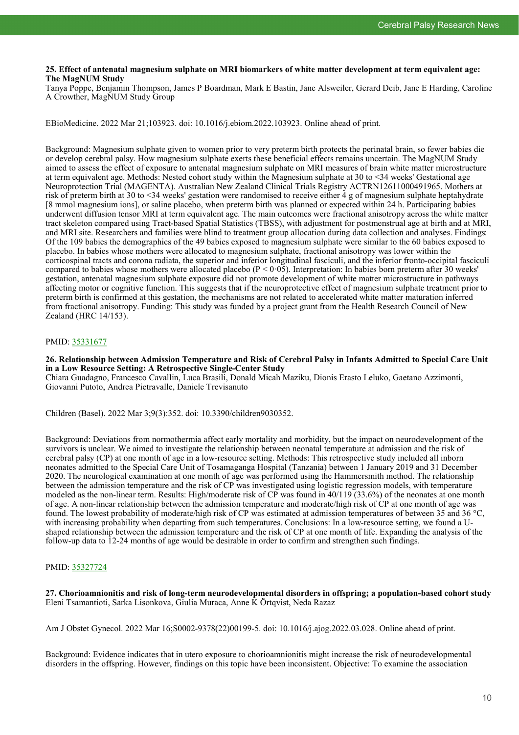**25. Effect of antenatal magnesium sulphate on MRI biomarkers of white matter development at term equivalent age: The MagNUM Study**
Tanya Poppe, Benjamin Thompson, James P Boardman, Mark E Bastin, Jane Alsweiler, Gerard Deib, Jane E Harding, Caroline A Crowther, MagNUM Study Group

EBioMedicine. 2022 Mar 21;103923. doi: 10.1016/j.ebiom.2022.103923. Online ahead of print.

Background: Magnesium sulphate given to women prior to very preterm birth protects the perinatal brain, so fewer babies die or develop cerebral palsy. How magnesium sulphate exerts these beneficial effects remains uncertain. The MagNUM Study aimed to assess the effect of exposure to antenatal magnesium sulphate on MRI measures of brain white matter microstructure at term equivalent age. Methods: Nested cohort study within the Magnesium sulphate at 30 to <34 weeks' Gestational age Neuroprotection Trial (MAGENTA). Australian New Zealand Clinical Trials Registry ACTRN12611000491965. Mothers at risk of preterm birth at 30 to <34 weeks' gestation were randomised to receive either 4 g of magnesium sulphate heptahydrate [8 mmol magnesium ions], or saline placebo, when preterm birth was planned or expected within 24 h. Participating babies underwent diffusion tensor MRI at term equivalent age. The main outcomes were fractional anisotropy across the white matter tract skeleton compared using Tract-based Spatial Statistics (TBSS), with adjustment for postmenstrual age at birth and at MRI, and MRI site. Researchers and families were blind to treatment group allocation during data collection and analyses. Findings: Of the 109 babies the demographics of the 49 babies exposed to magnesium sulphate were similar to the 60 babies exposed to placebo. In babies whose mothers were allocated to magnesium sulphate, fractional anisotropy was lower within the corticospinal tracts and corona radiata, the superior and inferior longitudinal fasciculi, and the inferior fronto-occipital fasciculi compared to babies whose mothers were allocated placebo ($P < 0{\cdot}05$). Interpretation: In babies born preterm after 30 weeks' gestation, antenatal magnesium sulphate exposure did not promote development of white matter microstructure in pathways affecting motor or cognitive function. This suggests that if the neuroprotective effect of magnesium sulphate treatment prior to preterm birth is confirmed at this gestation, the mechanisms are not related to accelerated white matter maturation inferred from fractional anisotropy. Funding: This study was funded by a project grant from the Health Research Council of New Zealand (HRC 14/153).

PMID: 35331677

**26. Relationship between Admission Temperature and Risk of Cerebral Palsy in Infants Admitted to Special Care Unit in a Low Resource Setting: A Retrospective Single-Center Study**
Chiara Guadagno, Francesco Cavallin, Luca Brasili, Donald Micah Maziku, Dionis Erasto Leluko, Gaetano Azzimonti, Giovanni Putoto, Andrea Pietravalle, Daniele Trevisanuto

Children (Basel). 2022 Mar 3;9(3):352. doi: 10.3390/children9030352.

Background: Deviations from normothermia affect early mortality and morbidity, but the impact on neurodevelopment of the survivors is unclear. We aimed to investigate the relationship between neonatal temperature at admission and the risk of cerebral palsy (CP) at one month of age in a low-resource setting. Methods: This retrospective study included all inborn neonates admitted to the Special Care Unit of Tosamaganga Hospital (Tanzania) between 1 January 2019 and 31 December 2020. The neurological examination at one month of age was performed using the Hammersmith method. The relationship between the admission temperature and the risk of CP was investigated using logistic regression models, with temperature modeled as the non-linear term. Results: High/moderate risk of CP was found in 40/119 (33.6%) of the neonates at one month of age. A non-linear relationship between the admission temperature and moderate/high risk of CP at one month of age was found. The lowest probability of moderate/high risk of CP was estimated at admission temperatures of between 35 and 36 °C, with increasing probability when departing from such temperatures. Conclusions: In a low-resource setting, we found a U-shaped relationship between the admission temperature and the risk of CP at one month of life. Expanding the analysis of the follow-up data to 12-24 months of age would be desirable in order to confirm and strengthen such findings.

PMID: 35327724

**27. Chorioamnionitis and risk of long-term neurodevelopmental disorders in offspring; a population-based cohort study**
Eleni Tsamantioti, Sarka Lisonkova, Giulia Muraca, Anne K Örtqvist, Neda Razaz

Am J Obstet Gynecol. 2022 Mar 16;S0002-9378(22)00199-5. doi: 10.1016/j.ajog.2022.03.028. Online ahead of print.

Background: Evidence indicates that in utero exposure to chorioamnionitis might increase the risk of neurodevelopmental disorders in the offspring. However, findings on this topic have been inconsistent. Objective: To examine the association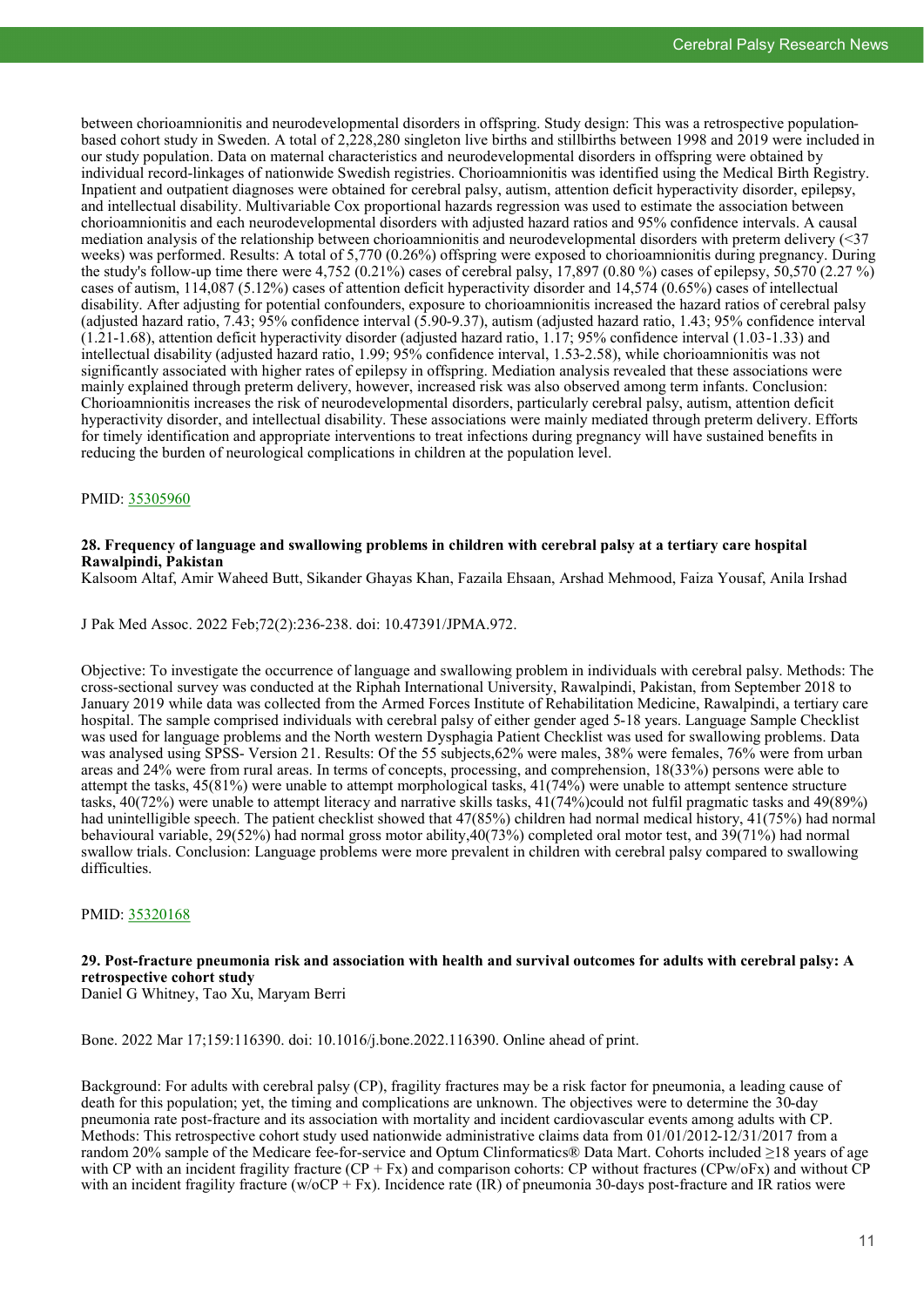between chorioamnionitis and neurodevelopmental disorders in offspring. Study design: This was a retrospective population-based cohort study in Sweden. A total of 2,228,280 singleton live births and stillbirths between 1998 and 2019 were included in our study population. Data on maternal characteristics and neurodevelopmental disorders in offspring were obtained by individual record-linkages of nationwide Swedish registries. Chorioamnionitis was identified using the Medical Birth Registry. Inpatient and outpatient diagnoses were obtained for cerebral palsy, autism, attention deficit hyperactivity disorder, epilepsy, and intellectual disability. Multivariable Cox proportional hazards regression was used to estimate the association between chorioamnionitis and each neurodevelopmental disorders with adjusted hazard ratios and 95% confidence intervals. A causal mediation analysis of the relationship between chorioamnionitis and neurodevelopmental disorders with preterm delivery (<37 weeks) was performed. Results: A total of 5,770 (0.26%) offspring were exposed to chorioamnionitis during pregnancy. During the study's follow-up time there were 4,752 (0.21%) cases of cerebral palsy, 17,897 (0.80 %) cases of epilepsy, 50,570 (2.27 %) cases of autism, 114,087 (5.12%) cases of attention deficit hyperactivity disorder and 14,574 (0.65%) cases of intellectual disability. After adjusting for potential confounders, exposure to chorioamnionitis increased the hazard ratios of cerebral palsy (adjusted hazard ratio, 7.43; 95% confidence interval (5.90-9.37), autism (adjusted hazard ratio, 1.43; 95% confidence interval (1.21-1.68), attention deficit hyperactivity disorder (adjusted hazard ratio, 1.17; 95% confidence interval (1.03-1.33) and intellectual disability (adjusted hazard ratio, 1.99; 95% confidence interval, 1.53-2.58), while chorioamnionitis was not significantly associated with higher rates of epilepsy in offspring. Mediation analysis revealed that these associations were mainly explained through preterm delivery, however, increased risk was also observed among term infants. Conclusion: Chorioamnionitis increases the risk of neurodevelopmental disorders, particularly cerebral palsy, autism, attention deficit hyperactivity disorder, and intellectual disability. These associations were mainly mediated through preterm delivery. Efforts for timely identification and appropriate interventions to treat infections during pregnancy will have sustained benefits in reducing the burden of neurological complications in children at the population level.

PMID: 35305960

### 28. Frequency of language and swallowing problems in children with cerebral palsy at a tertiary care hospital Rawalpindi, Pakistan

Kalsoom Altaf, Amir Waheed Butt, Sikander Ghayas Khan, Fazaila Ehsaan, Arshad Mehmood, Faiza Yousaf, Anila Irshad

J Pak Med Assoc. 2022 Feb;72(2):236-238. doi: 10.47391/JPMA.972.

Objective: To investigate the occurrence of language and swallowing problem in individuals with cerebral palsy. Methods: The cross-sectional survey was conducted at the Riphah International University, Rawalpindi, Pakistan, from September 2018 to January 2019 while data was collected from the Armed Forces Institute of Rehabilitation Medicine, Rawalpindi, a tertiary care hospital. The sample comprised individuals with cerebral palsy of either gender aged 5-18 years. Language Sample Checklist was used for language problems and the North western Dysphagia Patient Checklist was used for swallowing problems. Data was analysed using SPSS- Version 21. Results: Of the 55 subjects,62% were males, 38% were females, 76% were from urban areas and 24% were from rural areas. In terms of concepts, processing, and comprehension, 18(33%) persons were able to attempt the tasks, 45(81%) were unable to attempt morphological tasks, 41(74%) were unable to attempt sentence structure tasks, 40(72%) were unable to attempt literacy and narrative skills tasks, 41(74%)could not fulfil pragmatic tasks and 49(89%) had unintelligible speech. The patient checklist showed that 47(85%) children had normal medical history, 41(75%) had normal behavioural variable, 29(52%) had normal gross motor ability,40(73%) completed oral motor test, and 39(71%) had normal swallow trials. Conclusion: Language problems were more prevalent in children with cerebral palsy compared to swallowing difficulties.

PMID: 35320168

### 29. Post-fracture pneumonia risk and association with health and survival outcomes for adults with cerebral palsy: A retrospective cohort study

Daniel G Whitney, Tao Xu, Maryam Berri

Bone. 2022 Mar 17;159:116390. doi: 10.1016/j.bone.2022.116390. Online ahead of print.

Background: For adults with cerebral palsy (CP), fragility fractures may be a risk factor for pneumonia, a leading cause of death for this population; yet, the timing and complications are unknown. The objectives were to determine the 30-day pneumonia rate post-fracture and its association with mortality and incident cardiovascular events among adults with CP. Methods: This retrospective cohort study used nationwide administrative claims data from 01/01/2012-12/31/2017 from a random 20% sample of the Medicare fee-for-service and Optum Clinformatics® Data Mart. Cohorts included ≥18 years of age with CP with an incident fragility fracture (CP + Fx) and comparison cohorts: CP without fractures (CPw/oFx) and without CP with an incident fragility fracture (w/oCP + Fx). Incidence rate (IR) of pneumonia 30-days post-fracture and IR ratios were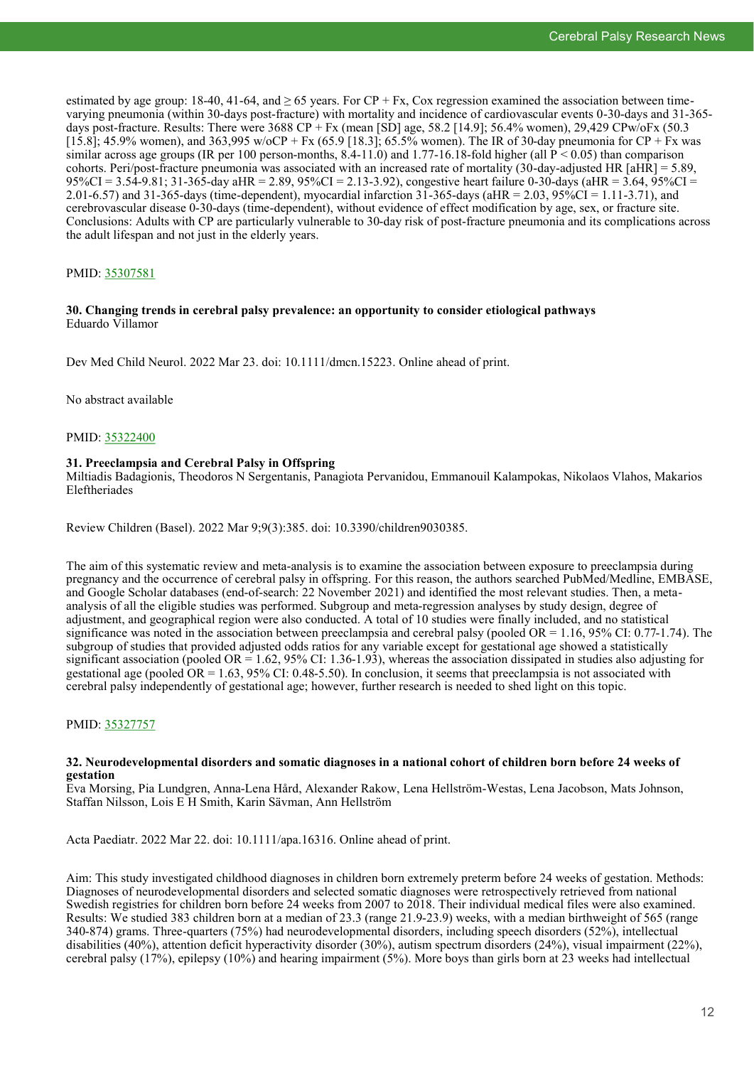estimated by age group: 18-40, 41-64, and ≥ 65 years. For CP + Fx, Cox regression examined the association between time-varying pneumonia (within 30-days post-fracture) with mortality and incidence of cardiovascular events 0-30-days and 31-365-days post-fracture. Results: There were 3688 CP + Fx (mean [SD] age, 58.2 [14.9]; 56.4% women), 29,429 CPw/oFx (50.3 [15.8]; 45.9% women), and 363,995 w/oCP + Fx (65.9 [18.3]; 65.5% women). The IR of 30-day pneumonia for CP + Fx was similar across age groups (IR per 100 person-months, 8.4-11.0) and 1.77-16.18-fold higher (all $P < 0.05$) than comparison cohorts. Peri/post-fracture pneumonia was associated with an increased rate of mortality (30-day-adjusted HR [aHR] = 5.89, 95%CI = 3.54-9.81; 31-365-day aHR = 2.89, 95%CI = 2.13-3.92), congestive heart failure 0-30-days (aHR = 3.64, 95%CI = 2.01-6.57) and 31-365-days (time-dependent), myocardial infarction 31-365-days (aHR = 2.03, 95%CI = 1.11-3.71), and cerebrovascular disease 0-30-days (time-dependent), without evidence of effect modification by age, sex, or fracture site. Conclusions: Adults with CP are particularly vulnerable to 30-day risk of post-fracture pneumonia and its complications across the adult lifespan and not just in the elderly years.

PMID: 35307581

### 30. Changing trends in cerebral palsy prevalence: an opportunity to consider etiological pathways

Eduardo Villamor

Dev Med Child Neurol. 2022 Mar 23. doi: 10.1111/dmcn.15223. Online ahead of print.

No abstract available

PMID: 35322400

### 31. Preeclampsia and Cerebral Palsy in Offspring

Miltiadis Badagionis, Theodoros N Sergentanis, Panagiota Pervanidou, Emmanouil Kalampokas, Nikolaos Vlahos, Makarios Eleftheriades

Review Children (Basel). 2022 Mar 9;9(3):385. doi: 10.3390/children9030385.

The aim of this systematic review and meta-analysis is to examine the association between exposure to preeclampsia during pregnancy and the occurrence of cerebral palsy in offspring. For this reason, the authors searched PubMed/Medline, EMBASE, and Google Scholar databases (end-of-search: 22 November 2021) and identified the most relevant studies. Then, a meta-analysis of all the eligible studies was performed. Subgroup and meta-regression analyses by study design, degree of adjustment, and geographical region were also conducted. A total of 10 studies were finally included, and no statistical significance was noted in the association between preeclampsia and cerebral palsy (pooled OR = 1.16, 95% CI: 0.77-1.74). The subgroup of studies that provided adjusted odds ratios for any variable except for gestational age showed a statistically significant association (pooled OR = 1.62, 95% CI: 1.36-1.93), whereas the association dissipated in studies also adjusting for gestational age (pooled OR = 1.63, 95% CI: 0.48-5.50). In conclusion, it seems that preeclampsia is not associated with cerebral palsy independently of gestational age; however, further research is needed to shed light on this topic.

PMID: 35327757

### 32. Neurodevelopmental disorders and somatic diagnoses in a national cohort of children born before 24 weeks of gestation

Eva Morsing, Pia Lundgren, Anna-Lena Hård, Alexander Rakow, Lena Hellström-Westas, Lena Jacobson, Mats Johnson, Staffan Nilsson, Lois E H Smith, Karin Sävman, Ann Hellström

Acta Paediatr. 2022 Mar 22. doi: 10.1111/apa.16316. Online ahead of print.

Aim: This study investigated childhood diagnoses in children born extremely preterm before 24 weeks of gestation. Methods: Diagnoses of neurodevelopmental disorders and selected somatic diagnoses were retrospectively retrieved from national Swedish registries for children born before 24 weeks from 2007 to 2018. Their individual medical files were also examined. Results: We studied 383 children born at a median of 23.3 (range 21.9-23.9) weeks, with a median birthweight of 565 (range 340-874) grams. Three-quarters (75%) had neurodevelopmental disorders, including speech disorders (52%), intellectual disabilities (40%), attention deficit hyperactivity disorder (30%), autism spectrum disorders (24%), visual impairment (22%), cerebral palsy (17%), epilepsy (10%) and hearing impairment (5%). More boys than girls born at 23 weeks had intellectual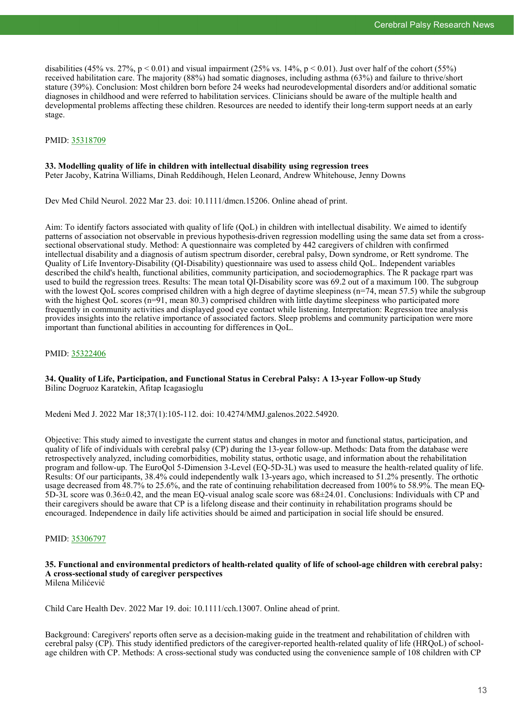disabilities (45% vs. 27%, $p < 0.01$) and visual impairment (25% vs. 14%, $p < 0.01$). Just over half of the cohort (55%) received habilitation care. The majority (88%) had somatic diagnoses, including asthma (63%) and failure to thrive/short stature (39%). Conclusion: Most children born before 24 weeks had neurodevelopmental disorders and/or additional somatic diagnoses in childhood and were referred to habilitation services. Clinicians should be aware of the multiple health and developmental problems affecting these children. Resources are needed to identify their long-term support needs at an early stage.

PMID: 35318709

**33. Modelling quality of life in children with intellectual disability using regression trees**
Peter Jacoby, Katrina Williams, Dinah Reddihough, Helen Leonard, Andrew Whitehouse, Jenny Downs

Dev Med Child Neurol. 2022 Mar 23. doi: 10.1111/dmcn.15206. Online ahead of print.

Aim: To identify factors associated with quality of life (QoL) in children with intellectual disability. We aimed to identify patterns of association not observable in previous hypothesis-driven regression modelling using the same data set from a cross-sectional observational study. Method: A questionnaire was completed by 442 caregivers of children with confirmed intellectual disability and a diagnosis of autism spectrum disorder, cerebral palsy, Down syndrome, or Rett syndrome. The Quality of Life Inventory-Disability (QI-Disability) questionnaire was used to assess child QoL. Independent variables described the child's health, functional abilities, community participation, and sociodemographics. The R package rpart was used to build the regression trees. Results: The mean total QI-Disability score was 69.2 out of a maximum 100. The subgroup with the lowest QoL scores comprised children with a high degree of daytime sleepiness (n=74, mean 57.5) while the subgroup with the highest QoL scores (n=91, mean 80.3) comprised children with little daytime sleepiness who participated more frequently in community activities and displayed good eye contact while listening. Interpretation: Regression tree analysis provides insights into the relative importance of associated factors. Sleep problems and community participation were more important than functional abilities in accounting for differences in QoL.

PMID: 35322406

**34. Quality of Life, Participation, and Functional Status in Cerebral Palsy: A 13-year Follow-up Study**
Bilinc Dogruoz Karatekin, Afitap Icagasioglu

Medeni Med J. 2022 Mar 18;37(1):105-112. doi: 10.4274/MMJ.galenos.2022.54920.

Objective: This study aimed to investigate the current status and changes in motor and functional status, participation, and quality of life of individuals with cerebral palsy (CP) during the 13-year follow-up. Methods: Data from the database were retrospectively analyzed, including comorbidities, mobility status, orthotic usage, and information about the rehabilitation program and follow-up. The EuroQol 5-Dimension 3-Level (EQ-5D-3L) was used to measure the health-related quality of life. Results: Of our participants, 38.4% could independently walk 13-years ago, which increased to 51.2% presently. The orthotic usage decreased from 48.7% to 25.6%, and the rate of continuing rehabilitation decreased from 100% to 58.9%. The mean EQ-5D-3L score was $0.36 \pm 0.42$, and the mean EQ-visual analog scale score was $68 \pm 24.01$. Conclusions: Individuals with CP and their caregivers should be aware that CP is a lifelong disease and their continuity in rehabilitation programs should be encouraged. Independence in daily life activities should be aimed and participation in social life should be ensured.

PMID: 35306797

**35. Functional and environmental predictors of health-related quality of life of school-age children with cerebral palsy: A cross-sectional study of caregiver perspectives**
Milena Milićević

Child Care Health Dev. 2022 Mar 19. doi: 10.1111/cch.13007. Online ahead of print.

Background: Caregivers' reports often serve as a decision-making guide in the treatment and rehabilitation of children with cerebral palsy (CP). This study identified predictors of the caregiver-reported health-related quality of life (HRQoL) of school-age children with CP. Methods: A cross-sectional study was conducted using the convenience sample of 108 children with CP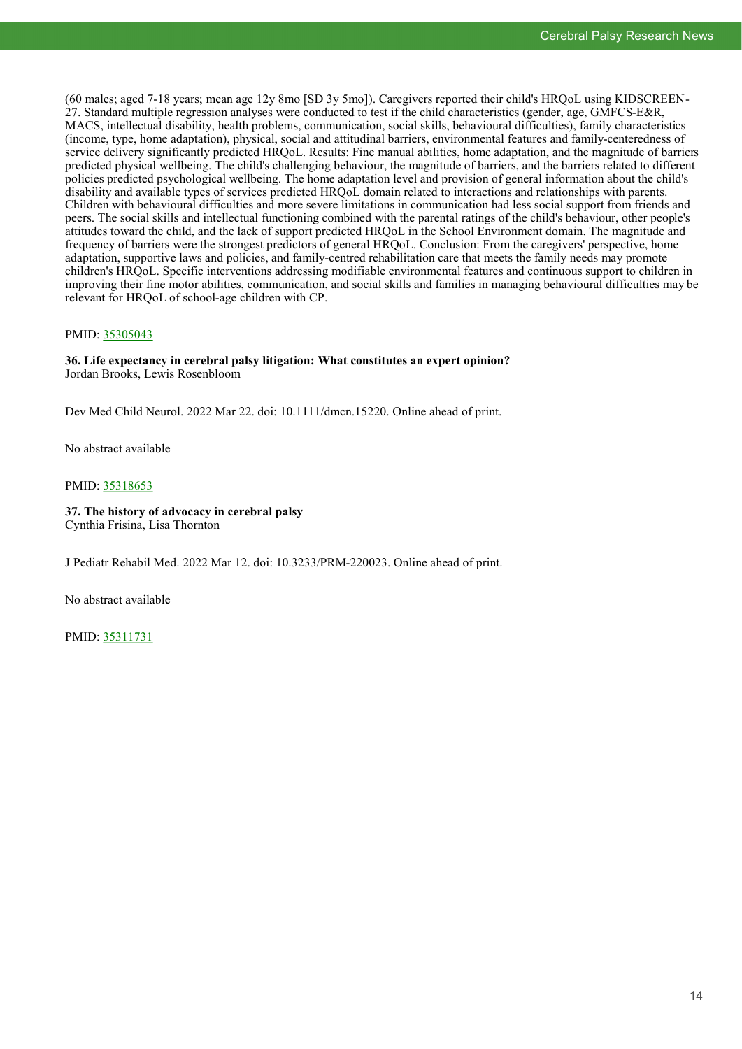(60 males; aged 7-18 years; mean age 12y 8mo [SD 3y 5mo]). Caregivers reported their child's HRQoL using KIDSCREEN-27. Standard multiple regression analyses were conducted to test if the child characteristics (gender, age, GMFCS-E&R, MACS, intellectual disability, health problems, communication, social skills, behavioural difficulties), family characteristics (income, type, home adaptation), physical, social and attitudinal barriers, environmental features and family-centeredness of service delivery significantly predicted HRQoL. Results: Fine manual abilities, home adaptation, and the magnitude of barriers predicted physical wellbeing. The child's challenging behaviour, the magnitude of barriers, and the barriers related to different policies predicted psychological wellbeing. The home adaptation level and provision of general information about the child's disability and available types of services predicted HRQoL domain related to interactions and relationships with parents. Children with behavioural difficulties and more severe limitations in communication had less social support from friends and peers. The social skills and intellectual functioning combined with the parental ratings of the child's behaviour, other people's attitudes toward the child, and the lack of support predicted HRQoL in the School Environment domain. The magnitude and frequency of barriers were the strongest predictors of general HRQoL. Conclusion: From the caregivers' perspective, home adaptation, supportive laws and policies, and family-centred rehabilitation care that meets the family needs may promote children's HRQoL. Specific interventions addressing modifiable environmental features and continuous support to children in improving their fine motor abilities, communication, and social skills and families in managing behavioural difficulties may be relevant for HRQoL of school-age children with CP.

PMID: 35305043

**36. Life expectancy in cerebral palsy litigation: What constitutes an expert opinion?**
Jordan Brooks, Lewis Rosenbloom

Dev Med Child Neurol. 2022 Mar 22. doi: 10.1111/dmcn.15220. Online ahead of print.

No abstract available

PMID: 35318653

**37. The history of advocacy in cerebral palsy**
Cynthia Frisina, Lisa Thornton

J Pediatr Rehabil Med. 2022 Mar 12. doi: 10.3233/PRM-220023. Online ahead of print.

No abstract available

PMID: 35311731